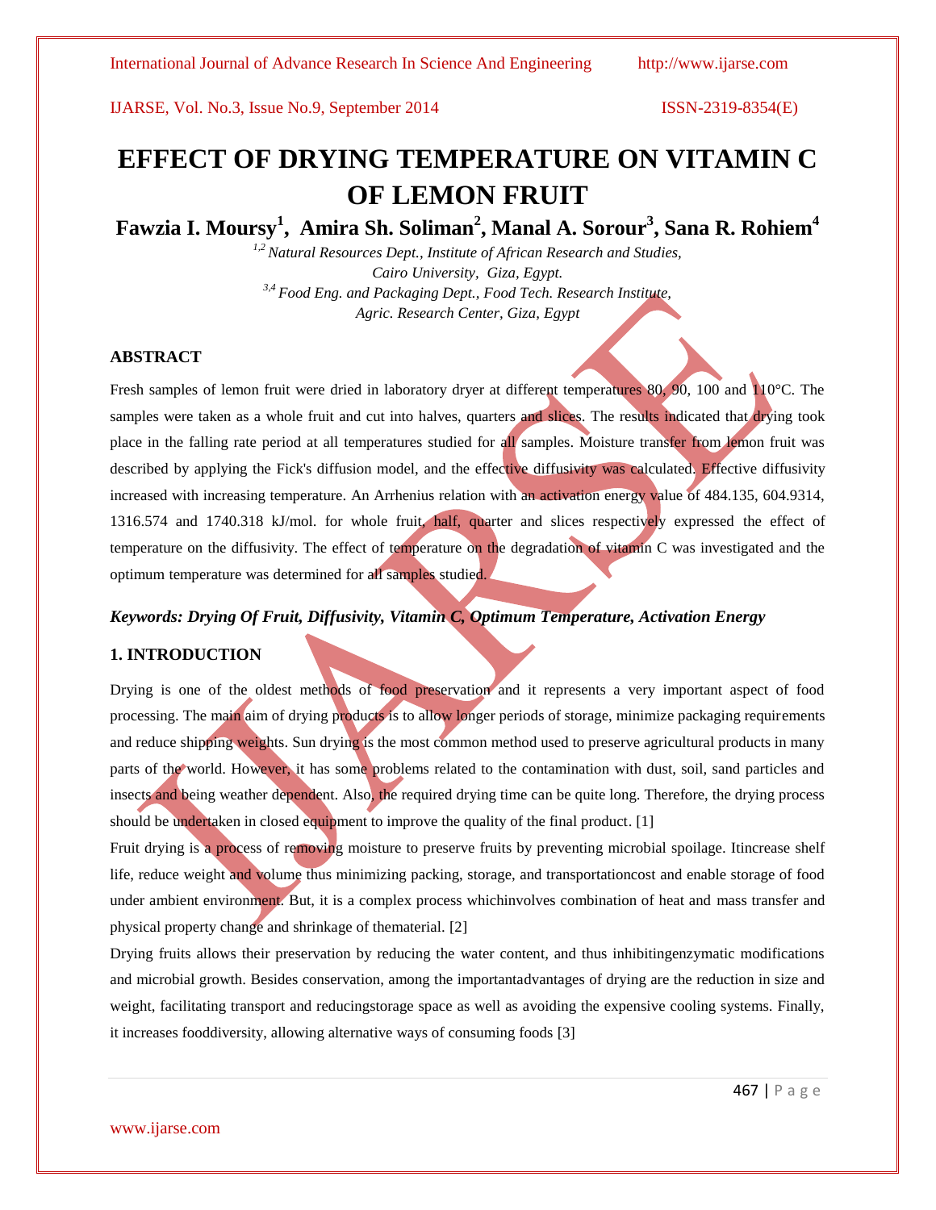# EFFECT OF DRYING TEMPERATURE ON VITAMIN C OF LEMON FRUIT

**Fawzia I. Moursy[1], Amira Sh. Soliman[2], Manal A. Sorour[3], Sana R. Rohiem[4]**

*[1,2] Natural Resources Dept., Institute of African Research and Studies, Cairo University, Giza, Egypt.*

*[3,4] Food Eng. and Packaging Dept., Food Tech. Research Institute, Agric. Research Center, Giza, Egypt*

## ABSTRACT

Fresh samples of lemon fruit were dried in laboratory dryer at different temperatures 80, 90, 100 and 110°C. The samples were taken as a whole fruit and cut into halves, quarters and slices. The results indicated that drying took place in the falling rate period at all temperatures studied for all samples. Moisture transfer from lemon fruit was described by applying the Fick's diffusion model, and the effective diffusivity was calculated. Effective diffusivity increased with increasing temperature. An Arrhenius relation with an activation energy value of 484.135, 604.9314, 1316.574 and 1740.318 kJ/mol. for whole fruit, half, quarter and slices respectively expressed the effect of temperature on the diffusivity. The effect of temperature on the degradation of vitamin C was investigated and the optimum temperature was determined for all samples studied.

***Keywords: Drying Of Fruit, Diffusivity, Vitamin C, Optimum Temperature, Activation Energy***

## 1. INTRODUCTION

Drying is one of the oldest methods of food preservation and it represents a very important aspect of food processing. The main aim of drying products is to allow longer periods of storage, minimize packaging requirements and reduce shipping weights. Sun drying is the most common method used to preserve agricultural products in many parts of the world. However, it has some problems related to the contamination with dust, soil, sand particles and insects and being weather dependent. Also, the required drying time can be quite long. Therefore, the drying process should be undertaken in closed equipment to improve the quality of the final product. [1]

Fruit drying is a process of removing moisture to preserve fruits by preventing microbial spoilage. Itincrease shelf life, reduce weight and volume thus minimizing packing, storage, and transportationcost and enable storage of food under ambient environment. But, it is a complex process whichinvolves combination of heat and mass transfer and physical property change and shrinkage of thematerial. [2]

Drying fruits allows their preservation by reducing the water content, and thus inhibitingenzymatic modifications and microbial growth. Besides conservation, among the importantadvantages of drying are the reduction in size and weight, facilitating transport and reducingstorage space as well as avoiding the expensive cooling systems. Finally, it increases fooddiversity, allowing alternative ways of consuming foods [3]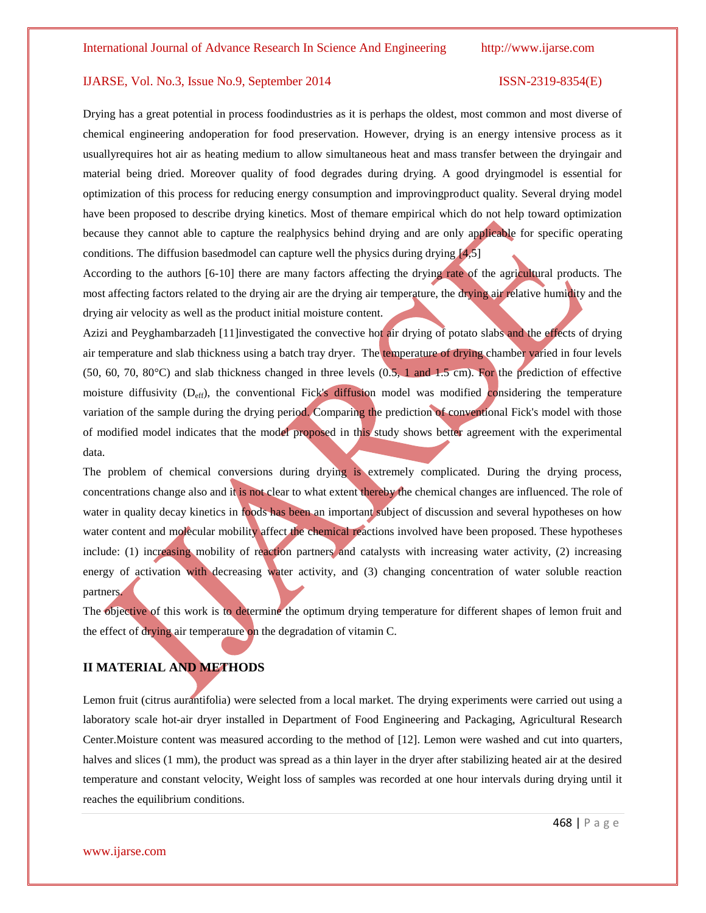Drying has a great potential in process foodindustries as it is perhaps the oldest, most common and most diverse of chemical engineering andoperation for food preservation. However, drying is an energy intensive process as it usuallyrequires hot air as heating medium to allow simultaneous heat and mass transfer between the dryingair and material being dried. Moreover quality of food degrades during drying. A good dryingmodel is essential for optimization of this process for reducing energy consumption and improvingproduct quality. Several drying model have been proposed to describe drying kinetics. Most of themare empirical which do not help toward optimization because they cannot able to capture the realphysics behind drying and are only applicable for specific operating conditions. The diffusion basedmodel can capture well the physics during drying [4,5]

According to the authors [6-10] there are many factors affecting the drying rate of the agricultural products. The most affecting factors related to the drying air are the drying air temperature, the drying air relative humidity and the drying air velocity as well as the product initial moisture content.

Azizi and Peyghambarzadeh [11]investigated the convective hot air drying of potato slabs and the effects of drying air temperature and slab thickness using a batch tray dryer. The temperature of drying chamber varied in four levels (50, 60, 70, 80°C) and slab thickness changed in three levels (0.5, 1 and 1.5 cm). For the prediction of effective moisture diffusivity ($D_{eff}$), the conventional Fick's diffusion model was modified considering the temperature variation of the sample during the drying period. Comparing the prediction of conventional Fick's model with those of modified model indicates that the model proposed in this study shows better agreement with the experimental data.

The problem of chemical conversions during drying is extremely complicated. During the drying process, concentrations change also and it is not clear to what extent thereby the chemical changes are influenced. The role of water in quality decay kinetics in foods has been an important subject of discussion and several hypotheses on how water content and molecular mobility affect the chemical reactions involved have been proposed. These hypotheses include: (1) increasing mobility of reaction partners and catalysts with increasing water activity, (2) increasing energy of activation with decreasing water activity, and (3) changing concentration of water soluble reaction partners.

The objective of this work is to determine the optimum drying temperature for different shapes of lemon fruit and the effect of drying air temperature on the degradation of vitamin C.

## II MATERIAL AND METHODS

Lemon fruit (citrus aurantifolia) were selected from a local market. The drying experiments were carried out using a laboratory scale hot-air dryer installed in Department of Food Engineering and Packaging, Agricultural Research Center.Moisture content was measured according to the method of [12]. Lemon were washed and cut into quarters, halves and slices (1 mm), the product was spread as a thin layer in the dryer after stabilizing heated air at the desired temperature and constant velocity, Weight loss of samples was recorded at one hour intervals during drying until it reaches the equilibrium conditions.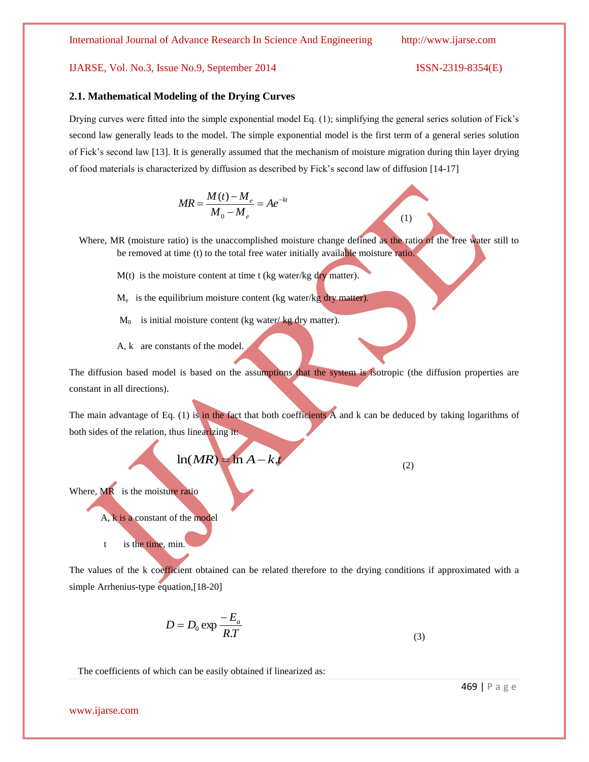### 2.1. Mathematical Modeling of the Drying Curves

Drying curves were fitted into the simple exponential model Eq. (1); simplifying the general series solution of Fick's second law generally leads to the model. The simple exponential model is the first term of a general series solution of Fick's second law [13]. It is generally assumed that the mechanism of moisture migration during thin layer drying of food materials is characterized by diffusion as described by Fick's second law of diffusion [14-17]

$$MR = \frac{M(t) - M_e}{M_0 - M_e} = Ae^{-kt} \tag{1}$$

Where, MR (moisture ratio) is the unaccomplished moisture change defined as the ratio of the free water still to be removed at time (t) to the total free water initially available moisture ratio.

$M(t)$ is the moisture content at time t (kg water/kg dry matter).

$M_e$ is the equilibrium moisture content (kg water/kg dry matter).

$M_0$ is initial moisture content (kg water/ kg dry matter).

A, k are constants of the model.

The diffusion based model is based on the assumptions that the system is isotropic (the diffusion properties are constant in all directions).

The main advantage of Eq. (1) is in the fact that both coefficients A and k can be deduced by taking logarithms of both sides of the relation, thus linearizing it:

$$\ln(MR) = \ln A - k.t \tag{2}$$

Where, MR is the moisture ratio

A, k is a constant of the model

t is the time, min.

The values of the k coefficient obtained can be related therefore to the drying conditions if approximated with a simple Arrhenius-type equation,[18-20]

$$D = D_0 \exp \frac{-E_a}{R.T} \tag{3}$$

The coefficients of which can be easily obtained if linearized as: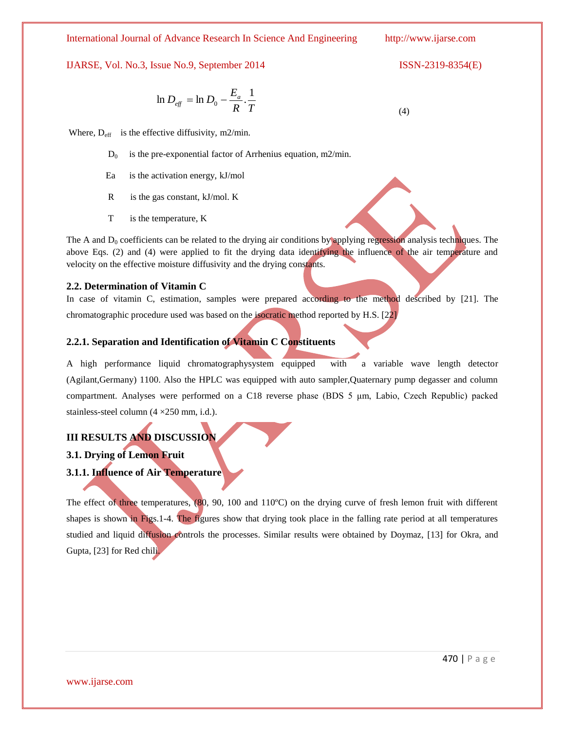$$\ln D_{eff} = \ln D_0 - \frac{E_a}{R} \cdot \frac{1}{T} \tag{4}$$

Where, $D_{eff}$ is the effective diffusivity, m2/min.

$D_0$ is the pre-exponential factor of Arrhenius equation, m2/min.

Ea is the activation energy, kJ/mol

R is the gas constant, kJ/mol. K

T is the temperature, K

The A and $D_0$ coefficients can be related to the drying air conditions by applying regression analysis techniques. The above Eqs. (2) and (4) were applied to fit the drying data identifying the influence of the air temperature and velocity on the effective moisture diffusivity and the drying constants.

### 2.2. Determination of Vitamin C

In case of vitamin C, estimation, samples were prepared according to the method described by [21]. The chromatographic procedure used was based on the isocratic method reported by H.S. [22]

#### 2.2.1. Separation and Identification of Vitamin C Constituents

A high performance liquid chromatographysystem equipped with a variable wave length detector (Agilant,Germany) 1100. Also the HPLC was equipped with auto sampler,Quaternary pump degasser and column compartment. Analyses were performed on a C18 reverse phase (BDS 5 µm, Labio, Czech Republic) packed stainless-steel column (4 ×250 mm, i.d.).

## III RESULTS AND DISCUSSION

### 3.1. Drying of Lemon Fruit

#### 3.1.1. Influence of Air Temperature

The effect of three temperatures, (80, 90, 100 and 110ºC) on the drying curve of fresh lemon fruit with different shapes is shown in Figs.1-4. The figures show that drying took place in the falling rate period at all temperatures studied and liquid diffusion controls the processes. Similar results were obtained by Doymaz, [13] for Okra, and Gupta, [23] for Red chili.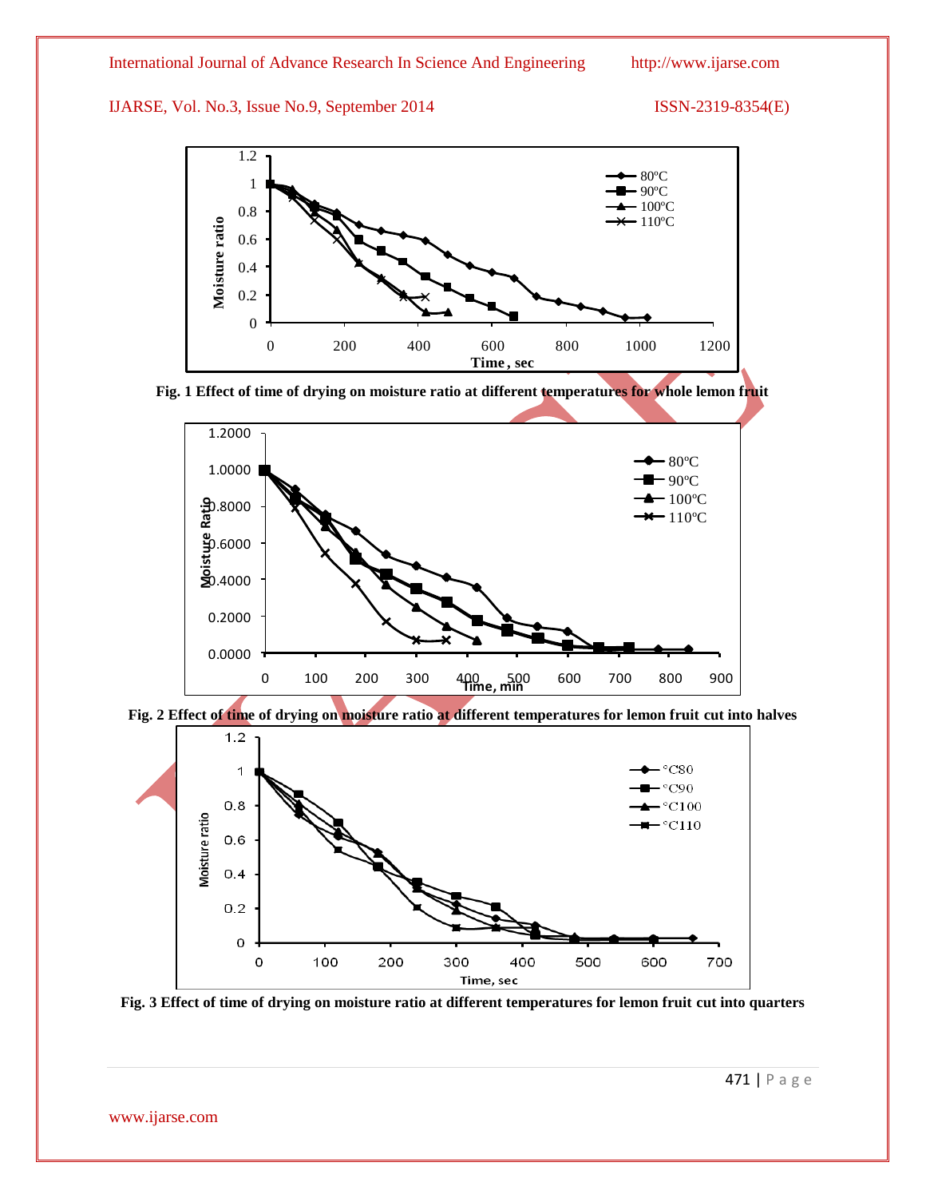Fig. 1 Effect of time of drying on moisture ratio at different temperatures for whole lemon fruit

Fig. 2 Effect of time of drying on moisture ratio at different temperatures for lemon fruit cut into halves

Fig. 3 Effect of time of drying on moisture ratio at different temperatures for lemon fruit cut into quarters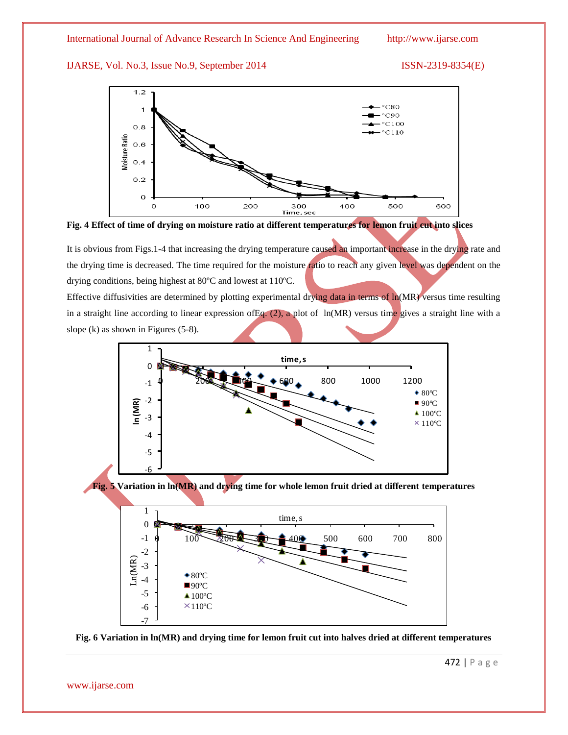Fig. 4 Effect of time of drying on moisture ratio at different temperatures for lemon fruit cut into slices

It is obvious from Figs.1-4 that increasing the drying temperature caused an important increase in the drying rate and the drying time is decreased. The time required for the moisture ratio to reach any given level was dependent on the drying conditions, being highest at 80ºC and lowest at 110ºC.

Effective diffusivities are determined by plotting experimental drying data in terms of ln(MR) versus time resulting in a straight line according to linear expression ofEq. (2), a plot of ln(MR) versus time gives a straight line with a slope (k) as shown in Figures (5-8).

Fig. 5 Variation in ln(MR) and drying time for whole lemon fruit dried at different temperatures

Fig. 6 Variation in ln(MR) and drying time for lemon fruit cut into halves dried at different temperatures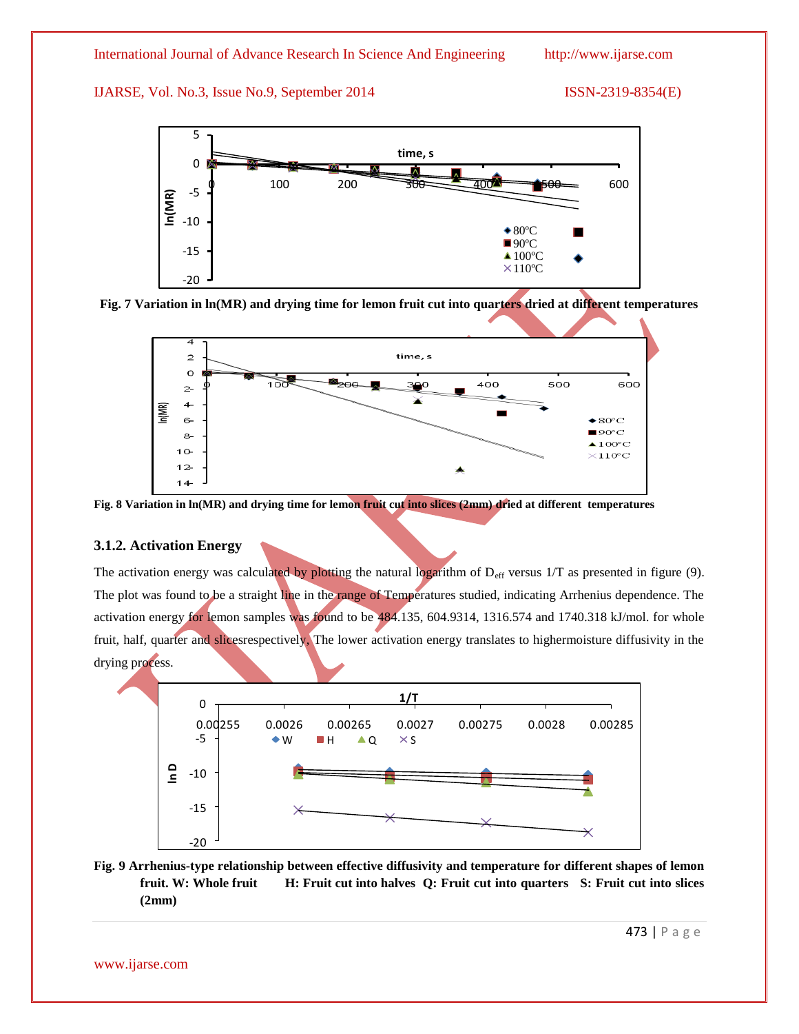Fig. 7 Variation in ln(MR) and drying time for lemon fruit cut into quarters dried at different temperatures

Fig. 8 Variation in ln(MR) and drying time for lemon fruit cut into slices (2mm) dried at different temperatures

### 3.1.2. Activation Energy

The activation energy was calculated by plotting the natural logarithm of $D_{eff}$ versus 1/T as presented in figure (9). The plot was found to be a straight line in the range of Temperatures studied, indicating Arrhenius dependence. The activation energy for lemon samples was found to be 484.135, 604.9314, 1316.574 and 1740.318 kJ/mol. for whole fruit, half, quarter and slicesrespectively. The lower activation energy translates to highermoisture diffusivity in the drying process.

**Fig. 9 Arrhenius-type relationship between effective diffusivity and temperature for different shapes of lemon fruit. W: Whole fruit H: Fruit cut into halves Q: Fruit cut into quarters S: Fruit cut into slices (2mm)**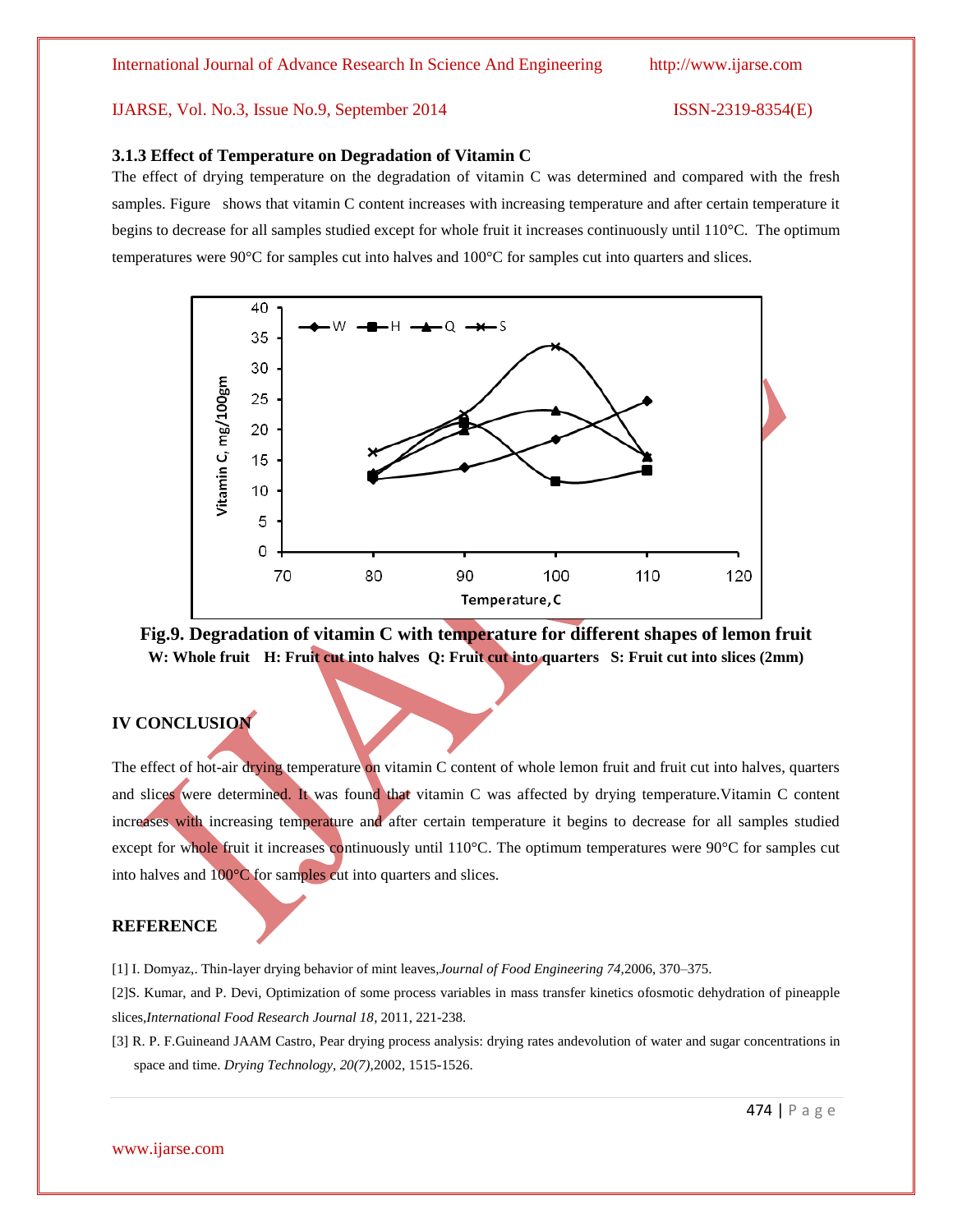### 3.1.3 Effect of Temperature on Degradation of Vitamin C

The effect of drying temperature on the degradation of vitamin C was determined and compared with the fresh samples. Figure shows that vitamin C content increases with increasing temperature and after certain temperature it begins to decrease for all samples studied except for whole fruit it increases continuously until 110°C. The optimum temperatures were 90°C for samples cut into halves and 100°C for samples cut into quarters and slices.

**Fig.9. Degradation of vitamin C with temperature for different shapes of lemon fruit**
**W: Whole fruit H: Fruit cut into halves Q: Fruit cut into quarters S: Fruit cut into slices (2mm)**

## IV CONCLUSION

The effect of hot-air drying temperature on vitamin C content of whole lemon fruit and fruit cut into halves, quarters and slices were determined. It was found that vitamin C was affected by drying temperature.Vitamin C content increases with increasing temperature and after certain temperature it begins to decrease for all samples studied except for whole fruit it increases continuously until 110°C. The optimum temperatures were 90°C for samples cut into halves and 100°C for samples cut into quarters and slices.

## REFERENCE

[1] I. Domyaz,. Thin-layer drying behavior of mint leaves,*Journal of Food Engineering 74*,2006, 370–375.

[2]S. Kumar, and P. Devi, Optimization of some process variables in mass transfer kinetics ofosmotic dehydration of pineapple slices,*International Food Research Journal 18*, 2011, 221-238.

[3] R. P. F.Guineand JAAM Castro, Pear drying process analysis: drying rates andevolution of water and sugar concentrations in space and time. *Drying Technology, 20(7)*,2002, 1515-1526.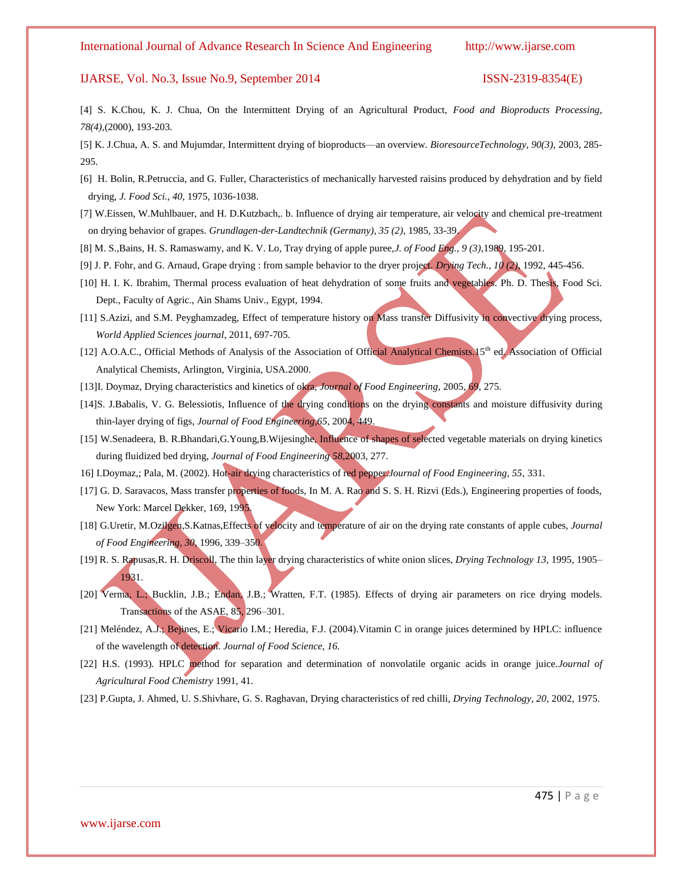[4] S. K.Chou, K. J. Chua, On the Intermittent Drying of an Agricultural Product, *Food and Bioproducts Processing, 78(4)*,(2000), 193-203.

[5] K. J.Chua, A. S. and Mujumdar, Intermittent drying of bioproducts—an overview. *BioresourceTechnology, 90(3)*, 2003, 285-295.

[6] H. Bolin, R.Petruccia, and G. Fuller, Characteristics of mechanically harvested raisins produced by dehydration and by field drying, *J. Food Sci., 40,* 1975, 1036-1038.

[7] W.Eissen, W.Muhlbauer, and H. D.Kutzbach,. b. Influence of drying air temperature, air velocity and chemical pre-treatment on drying behavior of grapes. *Grundlagen-der-Landtechnik (Germany), 35 (2)*, 1985, 33-39.

[8] M. S.,Bains, H. S. Ramaswamy, and K. V. Lo, Tray drying of apple puree,*J. of Food Eng., 9 (3)*,1989, 195-201.

[9] J. P. Fohr, and G. Arnaud, Grape drying : from sample behavior to the dryer project. *Drying Tech., 10 (2)*, 1992, 445-456.

[10] H. I. K. Ibrahim, Thermal process evaluation of heat dehydration of some fruits and vegetables. Ph. D. Thesis, Food Sci. Dept., Faculty of Agric., Ain Shams Univ., Egypt, 1994.

[11] S.Azizi, and S.M. Peyghamzadeg, Effect of temperature history on Mass transfer Diffusivity in convective drying process, *World Applied Sciences journal*, 2011, 697-705.

[12] A.O.A.C., Official Methods of Analysis of the Association of Official Analytical Chemists.15$^{th}$ ed. Association of Official Analytical Chemists, Arlington, Virginia, USA.2000.

[13]I. Doymaz, Drying characteristics and kinetics of okra, *Journal of Food Engineering*, 2005, 69, 275.

[14]S. J.Babalis, V. G. Belessiotis, Influence of the drying conditions on the drying constants and moisture diffusivity during thin-layer drying of figs, *Journal of Food Engineering,65*, 2004, 449.

[15] W.Senadeera, B. R.Bhandari,G.Young,B.Wijesinghe, Influence of shapes of selected vegetable materials on drying kinetics during fluidized bed drying, *Journal of Food Engineering 58*,2003, 277.

16] I.Doymaz,; Pala, M. (2002). Hot-air drying characteristics of red pepper.*Journal of Food Engineering, 55*, 331.

[17] G. D. Saravacos, Mass transfer properties of foods, In M. A. Rao and S. S. H. Rizvi (Eds.), Engineering properties of foods, New York: Marcel Dekker, 169, 1995.

[18] G.Uretir, M.Ozilgen,S.Katnas,Effects of velocity and temperature of air on the drying rate constants of apple cubes, *Journal of Food Engineering, 30*, 1996, 339–350.

[19] R. S. Rapusas,R. H. Driscoll, The thin layer drying characteristics of white onion slices, *Drying Technology 13*, 1995, 1905–1931.

[20] Verma, L.; Bucklin, J.B.; Endan, J.B.; Wratten, F.T. (1985). Effects of drying air parameters on rice drying models. Transactions of the ASAE, 85, 296–301.

[21] Meléndez, A.J.; Bejines, E.; Vicario I.M.; Heredia, F.J. (2004).Vitamin C in orange juices determined by HPLC: influence of the wavelength of detection. *Journal of Food Science, 16.*

[22] H.S. (1993). HPLC method for separation and determination of nonvolatile organic acids in orange juice.*Journal of Agricultural Food Chemistry* 1991, 41.

[23] P.Gupta, J. Ahmed, U. S.Shivhare, G. S. Raghavan, Drying characteristics of red chilli, *Drying Technology, 20*, 2002, 1975.